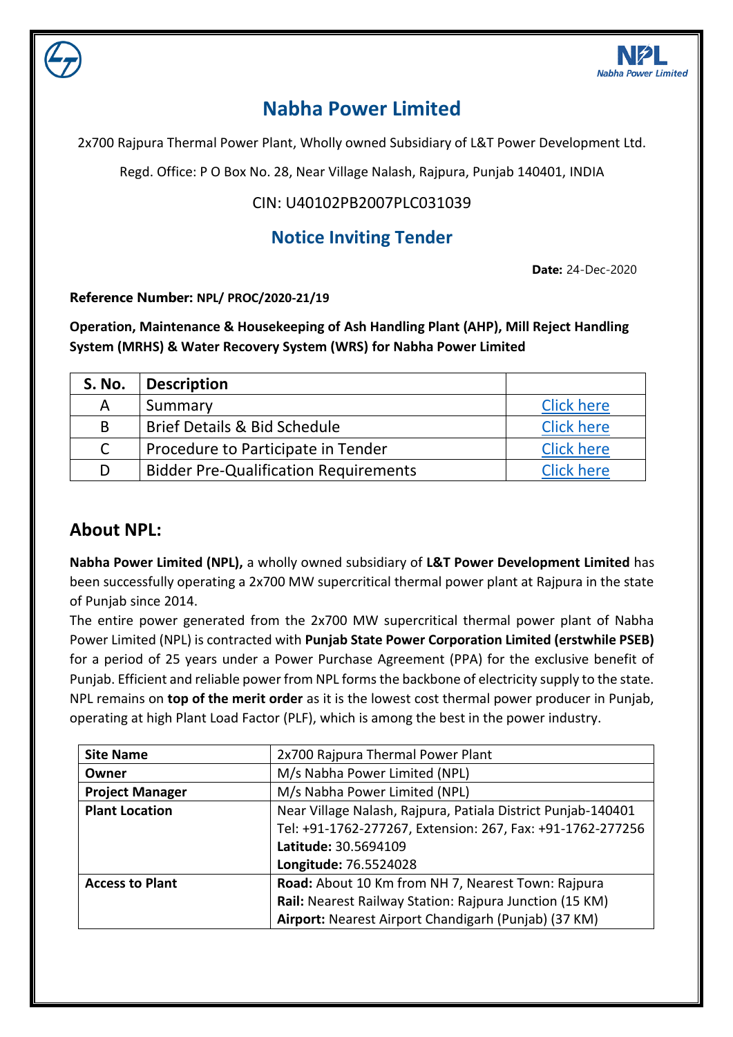# Nabha Power Limited

2x700 Rajpura Thermal Power Plant, Wholly owned Subsidiary of L&T Power Development Ltd.

Regd. Office: P O Box No. 28, Near Village Nalash, Rajpura, Punjab 140401, INDIA

CIN: U40102PB2007PLC031039

## Notice Inviting Tender

**Date:** 24-Dec-2020

**Reference Number: NPL/ PROC/2020-21/19**

**Operation, Maintenance & Housekeeping of Ash Handling Plant (AHP), Mill Reject Handling System (MRHS) & Water Recovery System (WRS) for Nabha Power Limited**

| S. No. | Description | |
|---|---|---|
| A | Summary | Click here |
| B | Brief Details & Bid Schedule | Click here |
| C | Procedure to Participate in Tender | Click here |
| D | Bidder Pre-Qualification Requirements | Click here |

## About NPL:

**Nabha Power Limited (NPL),** a wholly owned subsidiary of **L&T Power Development Limited** has been successfully operating a 2x700 MW supercritical thermal power plant at Rajpura in the state of Punjab since 2014.

The entire power generated from the 2x700 MW supercritical thermal power plant of Nabha Power Limited (NPL) is contracted with **Punjab State Power Corporation Limited (erstwhile PSEB)** for a period of 25 years under a Power Purchase Agreement (PPA) for the exclusive benefit of Punjab. Efficient and reliable power from NPL forms the backbone of electricity supply to the state. NPL remains on **top of the merit order** as it is the lowest cost thermal power producer in Punjab, operating at high Plant Load Factor (PLF), which is among the best in the power industry.

| | |
|---|---|
| **Site Name** | 2x700 Rajpura Thermal Power Plant |
| **Owner** | M/s Nabha Power Limited (NPL) |
| **Project Manager** | M/s Nabha Power Limited (NPL) |
| **Plant Location** | Near Village Nalash, Rajpura, Patiala District Punjab-140401<br>Tel: +91-1762-277267, Extension: 267, Fax: +91-1762-277256<br>**Latitude:** 30.5694109<br>**Longitude:** 76.5524028 |
| **Access to Plant** | **Road:** About 10 Km from NH 7, Nearest Town: Rajpura<br>**Rail:** Nearest Railway Station: Rajpura Junction (15 KM)<br>**Airport:** Nearest Airport Chandigarh (Punjab) (37 KM) |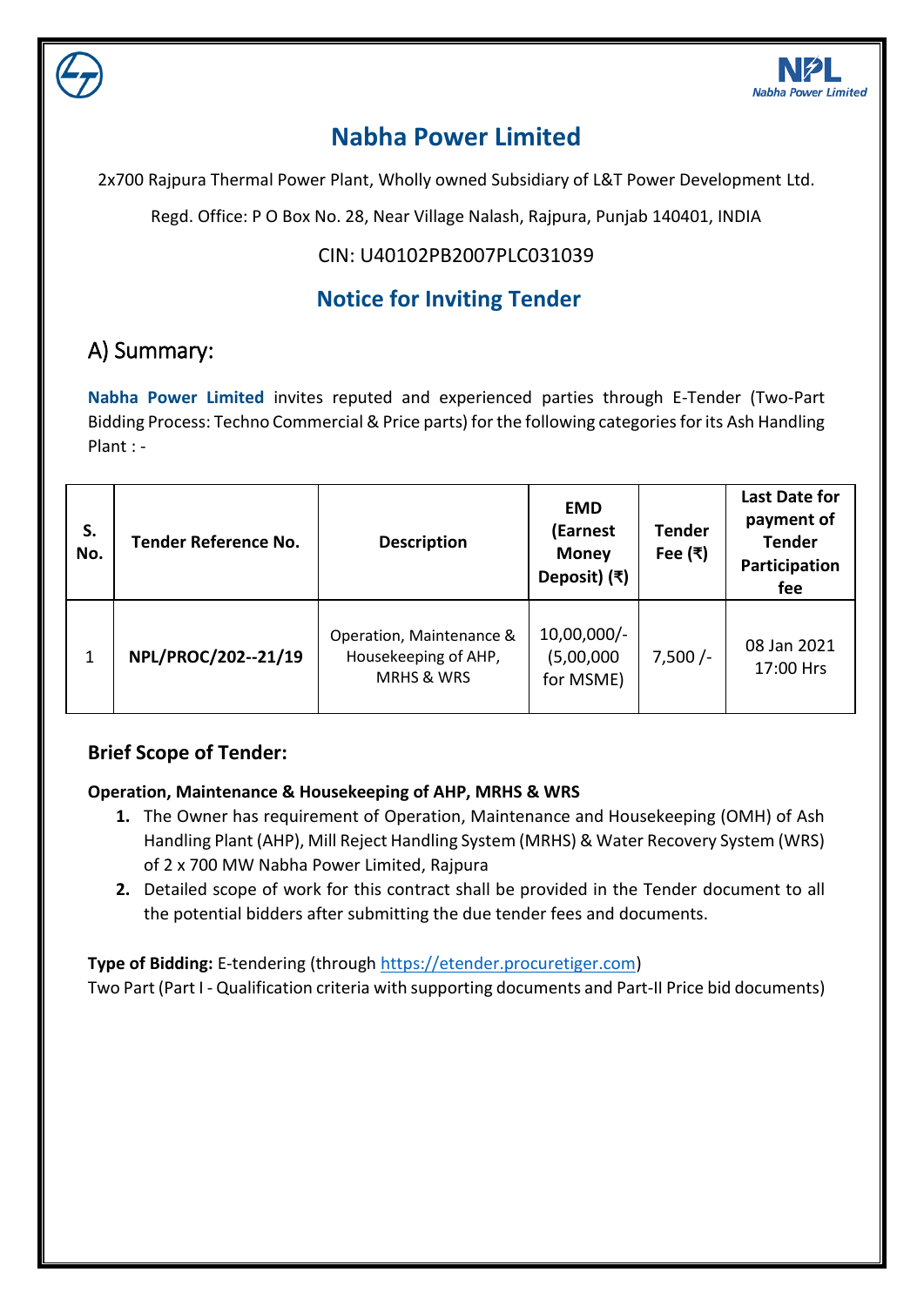# Nabha Power Limited

2x700 Rajpura Thermal Power Plant, Wholly owned Subsidiary of L&T Power Development Ltd.

Regd. Office: P O Box No. 28, Near Village Nalash, Rajpura, Punjab 140401, INDIA

CIN: U40102PB2007PLC031039

## Notice for Inviting Tender

## A) Summary:

**Nabha Power Limited** invites reputed and experienced parties through E-Tender (Two-Part Bidding Process: Techno Commercial & Price parts) for the following categories for its Ash Handling Plant : -

| S. No. | Tender Reference No. | Description | EMD (Earnest Money Deposit) (₹) | Tender Fee (₹) | Last Date for payment of Tender Participation fee |
|---|---|---|---|---|---|
| 1 | **NPL/PROC/202--21/19** | Operation, Maintenance & Housekeeping of AHP, MRHS & WRS | 10,00,000/- (5,00,000 for MSME) | 7,500 /- | 08 Jan 2021 17:00 Hrs |

### Brief Scope of Tender:

**Operation, Maintenance & Housekeeping of AHP, MRHS & WRS**

1. The Owner has requirement of Operation, Maintenance and Housekeeping (OMH) of Ash Handling Plant (AHP), Mill Reject Handling System (MRHS) & Water Recovery System (WRS) of 2 x 700 MW Nabha Power Limited, Rajpura
2. Detailed scope of work for this contract shall be provided in the Tender document to all the potential bidders after submitting the due tender fees and documents.

**Type of Bidding:** E-tendering (through https://etender.procuretiger.com)
Two Part (Part I - Qualification criteria with supporting documents and Part-II Price bid documents)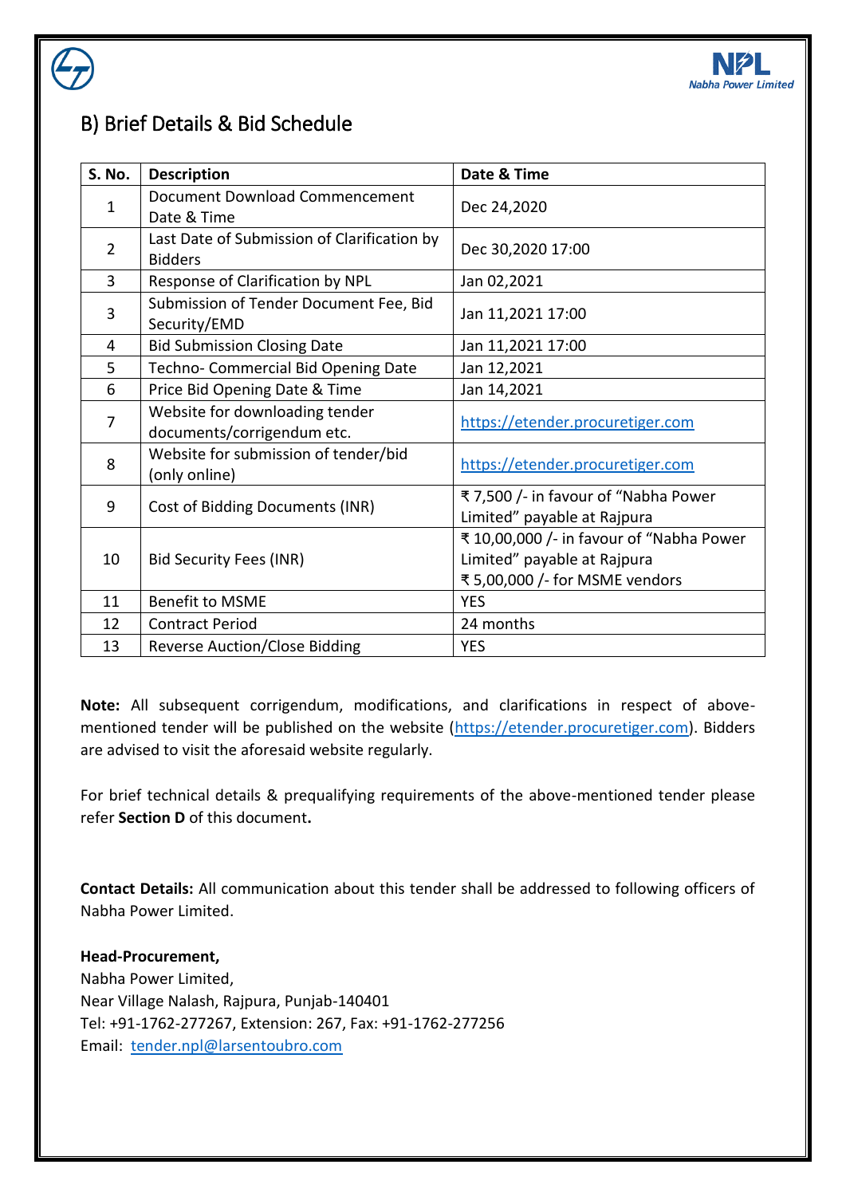## B) Brief Details & Bid Schedule

| S. No. | Description | Date & Time |
|---|---|---|
| 1 | Document Download Commencement Date & Time | Dec 24,2020 |
| 2 | Last Date of Submission of Clarification by Bidders | Dec 30,2020 17:00 |
| 3 | Response of Clarification by NPL | Jan 02,2021 |
| 3 | Submission of Tender Document Fee, Bid Security/EMD | Jan 11,2021 17:00 |
| 4 | Bid Submission Closing Date | Jan 11,2021 17:00 |
| 5 | Techno- Commercial Bid Opening Date | Jan 12,2021 |
| 6 | Price Bid Opening Date & Time | Jan 14,2021 |
| 7 | Website for downloading tender documents/corrigendum etc. | https://etender.procuretiger.com |
| 8 | Website for submission of tender/bid (only online) | https://etender.procuretiger.com |
| 9 | Cost of Bidding Documents (INR) | ₹ 7,500 /- in favour of "Nabha Power Limited" payable at Rajpura |
| 10 | Bid Security Fees (INR) | ₹ 10,00,000 /- in favour of "Nabha Power Limited" payable at Rajpura<br>₹ 5,00,000 /- for MSME vendors |
| 11 | Benefit to MSME | YES |
| 12 | Contract Period | 24 months |
| 13 | Reverse Auction/Close Bidding | YES |

**Note:** All subsequent corrigendum, modifications, and clarifications in respect of above-mentioned tender will be published on the website (https://etender.procuretiger.com). Bidders are advised to visit the aforesaid website regularly.

For brief technical details & prequalifying requirements of the above-mentioned tender please refer **Section D** of this document**.**

**Contact Details:** All communication about this tender shall be addressed to following officers of Nabha Power Limited.

**Head-Procurement,**
Nabha Power Limited,
Near Village Nalash, Rajpura, Punjab-140401
Tel: +91-1762-277267, Extension: 267, Fax: +91-1762-277256
Email: tender.npl@larsentoubro.com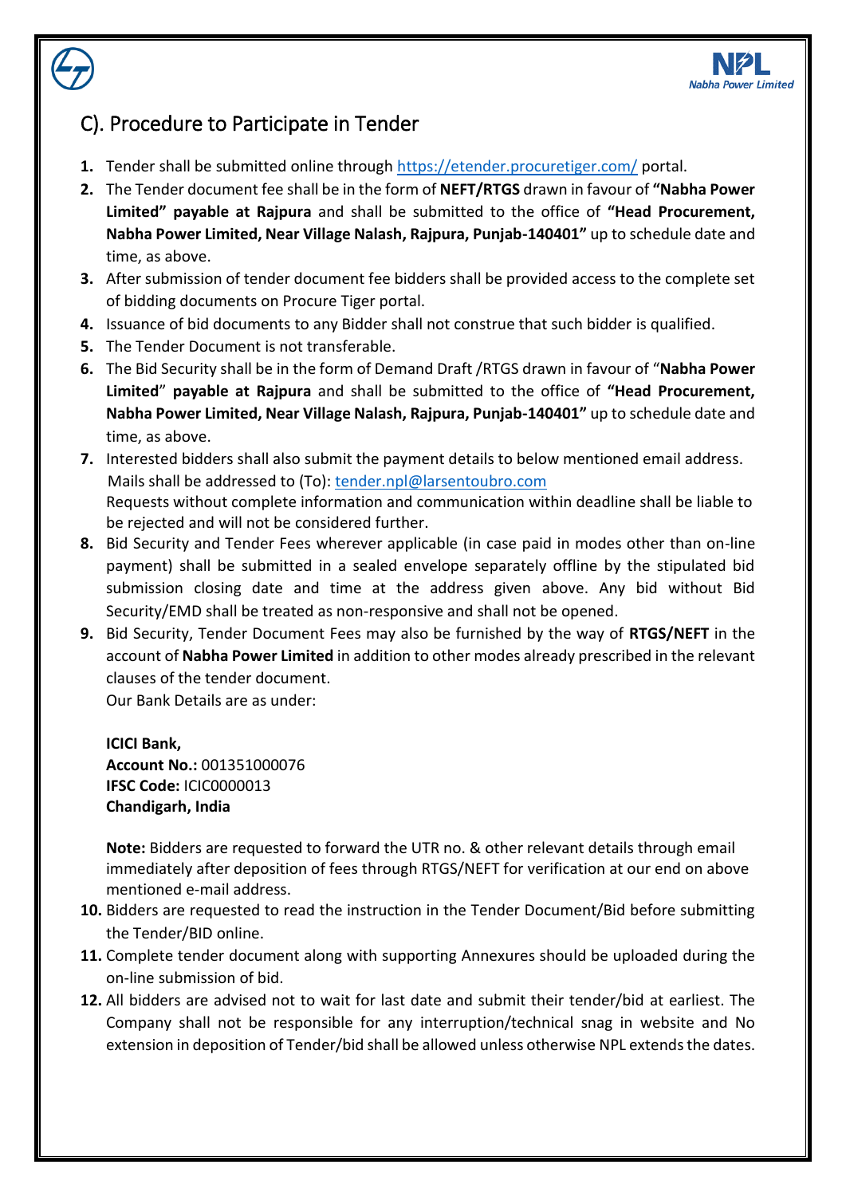## C). Procedure to Participate in Tender

1. Tender shall be submitted online through https://etender.procuretiger.com/ portal.
2. The Tender document fee shall be in the form of **NEFT/RTGS** drawn in favour of **"Nabha Power Limited" payable at Rajpura** and shall be submitted to the office of **"Head Procurement, Nabha Power Limited, Near Village Nalash, Rajpura, Punjab-140401"** up to schedule date and time, as above.
3. After submission of tender document fee bidders shall be provided access to the complete set of bidding documents on Procure Tiger portal.
4. Issuance of bid documents to any Bidder shall not construe that such bidder is qualified.
5. The Tender Document is not transferable.
6. The Bid Security shall be in the form of Demand Draft /RTGS drawn in favour of "**Nabha Power Limited**" **payable at Rajpura** and shall be submitted to the office of **"Head Procurement, Nabha Power Limited, Near Village Nalash, Rajpura, Punjab-140401"** up to schedule date and time, as above.
7. Interested bidders shall also submit the payment details to below mentioned email address.
   Mails shall be addressed to (To): tender.npl@larsentoubro.com
   Requests without complete information and communication within deadline shall be liable to be rejected and will not be considered further.
8. Bid Security and Tender Fees wherever applicable (in case paid in modes other than on-line payment) shall be submitted in a sealed envelope separately offline by the stipulated bid submission closing date and time at the address given above. Any bid without Bid Security/EMD shall be treated as non-responsive and shall not be opened.
9. Bid Security, Tender Document Fees may also be furnished by the way of **RTGS/NEFT** in the account of **Nabha Power Limited** in addition to other modes already prescribed in the relevant clauses of the tender document.
   Our Bank Details are as under:

   **ICICI Bank,**
   **Account No.:** 001351000076
   **IFSC Code:** ICIC0000013
   **Chandigarh, India**

   **Note:** Bidders are requested to forward the UTR no. & other relevant details through email immediately after deposition of fees through RTGS/NEFT for verification at our end on above mentioned e-mail address.
10. Bidders are requested to read the instruction in the Tender Document/Bid before submitting the Tender/BID online.
11. Complete tender document along with supporting Annexures should be uploaded during the on-line submission of bid.
12. All bidders are advised not to wait for last date and submit their tender/bid at earliest. The Company shall not be responsible for any interruption/technical snag in website and No extension in deposition of Tender/bid shall be allowed unless otherwise NPL extends the dates.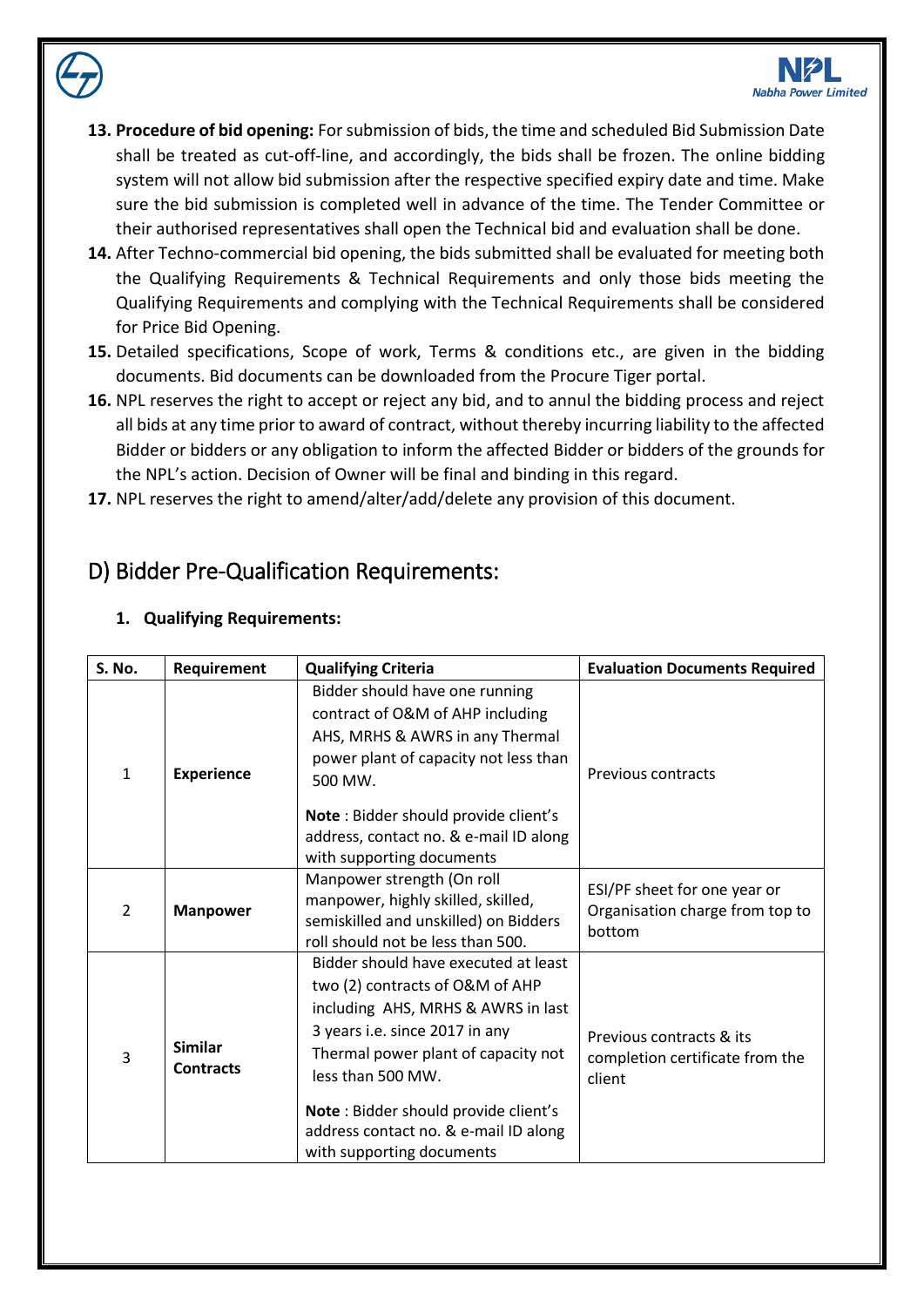13. **Procedure of bid opening:** For submission of bids, the time and scheduled Bid Submission Date shall be treated as cut-off-line, and accordingly, the bids shall be frozen. The online bidding system will not allow bid submission after the respective specified expiry date and time. Make sure the bid submission is completed well in advance of the time. The Tender Committee or their authorised representatives shall open the Technical bid and evaluation shall be done.
14. After Techno-commercial bid opening, the bids submitted shall be evaluated for meeting both the Qualifying Requirements & Technical Requirements and only those bids meeting the Qualifying Requirements and complying with the Technical Requirements shall be considered for Price Bid Opening.
15. Detailed specifications, Scope of work, Terms & conditions etc., are given in the bidding documents. Bid documents can be downloaded from the Procure Tiger portal.
16. NPL reserves the right to accept or reject any bid, and to annul the bidding process and reject all bids at any time prior to award of contract, without thereby incurring liability to the affected Bidder or bidders or any obligation to inform the affected Bidder or bidders of the grounds for the NPL's action. Decision of Owner will be final and binding in this regard.
17. NPL reserves the right to amend/alter/add/delete any provision of this document.

## D) Bidder Pre-Qualification Requirements:

### 1. Qualifying Requirements:

| S. No. | Requirement | Qualifying Criteria | Evaluation Documents Required |
|---|---|---|---|
| 1 | **Experience** | Bidder should have one running contract of O&M of AHP including AHS, MRHS & AWRS in any Thermal power plant of capacity not less than 500 MW.<br><br>**Note** : Bidder should provide client's address, contact no. & e-mail ID along with supporting documents | Previous contracts |
| 2 | **Manpower** | Manpower strength (On roll manpower, highly skilled, skilled, semiskilled and unskilled) on Bidders roll should not be less than 500. | ESI/PF sheet for one year or Organisation charge from top to bottom |
| 3 | **Similar Contracts** | Bidder should have executed at least two (2) contracts of O&M of AHP including AHS, MRHS & AWRS in last 3 years i.e. since 2017 in any Thermal power plant of capacity not less than 500 MW.<br><br>**Note** : Bidder should provide client's address contact no. & e-mail ID along with supporting documents | Previous contracts & its completion certificate from the client |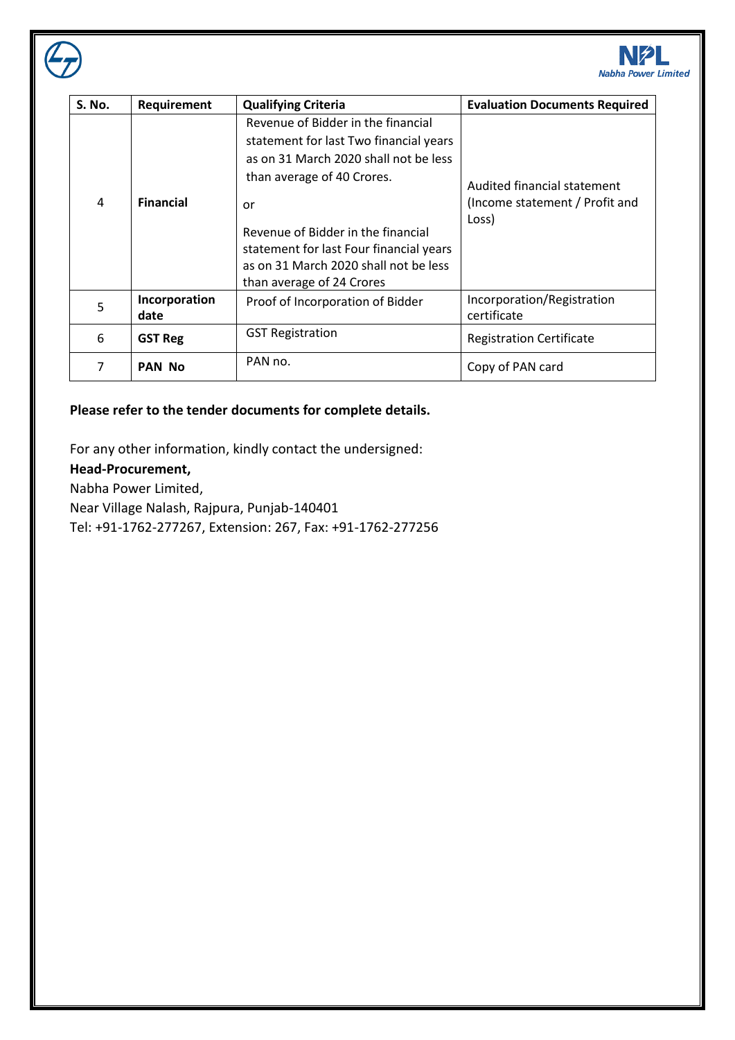| S. No. | Requirement | Qualifying Criteria | Evaluation Documents Required |
|---|---|---|---|
| 4 | **Financial** | Revenue of Bidder in the financial statement for last Two financial years as on 31 March 2020 shall not be less than average of 40 Crores.<br><br>or<br><br>Revenue of Bidder in the financial statement for last Four financial years as on 31 March 2020 shall not be less than average of 24 Crores | Audited financial statement (Income statement / Profit and Loss) |
| 5 | **Incorporation date** | Proof of Incorporation of Bidder | Incorporation/Registration certificate |
| 6 | **GST Reg** | GST Registration | Registration Certificate |
| 7 | **PAN No** | PAN no. | Copy of PAN card |

**Please refer to the tender documents for complete details.**

For any other information, kindly contact the undersigned:

**Head-Procurement,**

Nabha Power Limited,

Near Village Nalash, Rajpura, Punjab-140401

Tel: +91-1762-277267, Extension: 267, Fax: +91-1762-277256